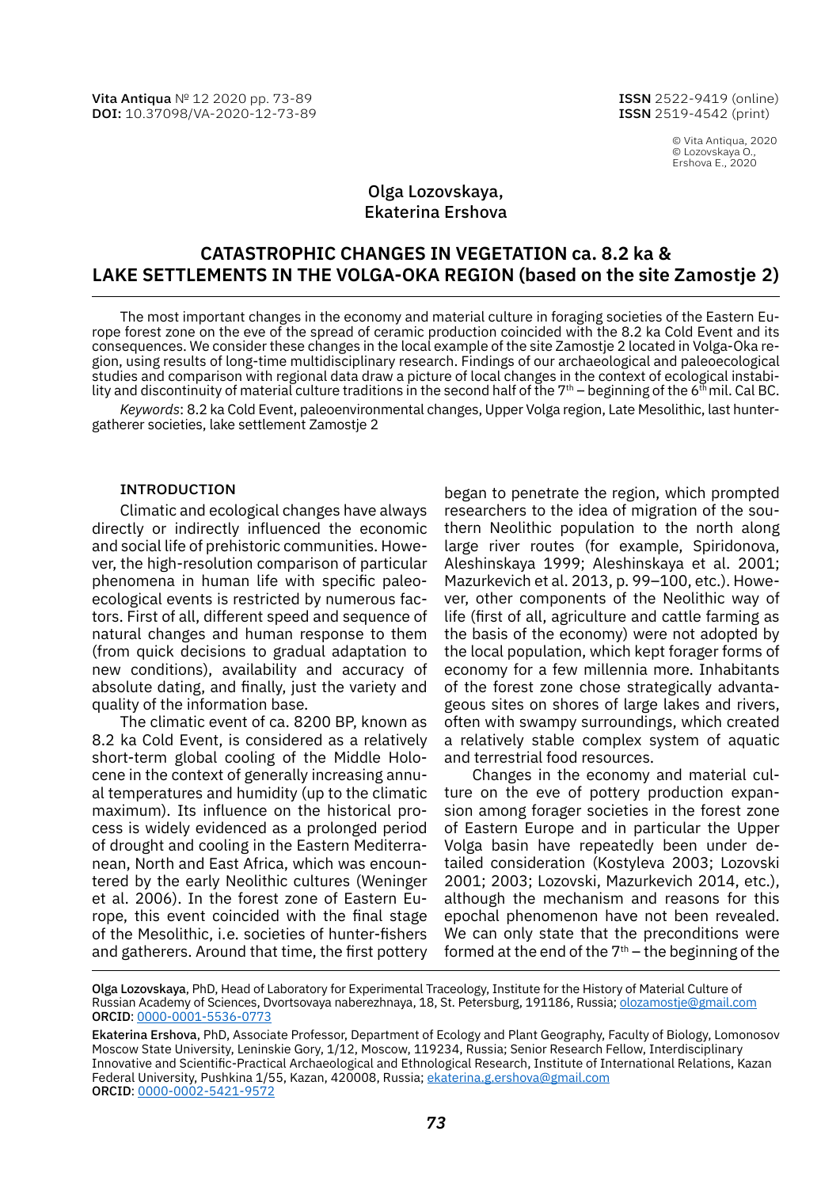Vita Antiqua № 12 2020 pp. 73-89
**DOI:** 10.37098/VA-2020-12-73-89

**ISSN** 2522-9419 (online)
**ISSN** 2519-4542 (print)

© Vita Antiqua, 2020
© Lozovskaya O., Ershova E., 2020

Olga Lozovskaya,
Ekaterina Ershova

# CATASTROPHIC CHANGES IN VEGETATION ca. 8.2 ka & LAKE SETTLEMENTS IN THE VOLGA-OKA REGION (based on the site Zamostje 2)

The most important changes in the economy and material culture in foraging societies of the Eastern Europe forest zone on the eve of the spread of ceramic production coincided with the 8.2 ka Cold Event and its consequences. We consider these changes in the local example of the site Zamostje 2 located in Volga-Oka region, using results of long-time multidisciplinary research. Findings of our archaeological and paleoecological studies and comparison with regional data draw a picture of local changes in the context of ecological instability and discontinuity of material culture traditions in the second half of the 7th – beginning of the 6th mil. Cal BC.

*Keywords*: 8.2 ka Cold Event, paleoenvironmental changes, Upper Volga region, Late Mesolithic, last hunter-gatherer societies, lake settlement Zamostje 2

## INTRODUCTION

Climatic and ecological changes have always directly or indirectly influenced the economic and social life of prehistoric communities. However, the high-resolution comparison of particular phenomena in human life with specific paleoecological events is restricted by numerous factors. First of all, different speed and sequence of natural changes and human response to them (from quick decisions to gradual adaptation to new conditions), availability and accuracy of absolute dating, and finally, just the variety and quality of the information base.

The climatic event of ca. 8200 BP, known as 8.2 ka Cold Event, is considered as a relatively short-term global cooling of the Middle Holocene in the context of generally increasing annual temperatures and humidity (up to the climatic maximum). Its influence on the historical process is widely evidenced as a prolonged period of drought and cooling in the Eastern Mediterranean, North and East Africa, which was encountered by the early Neolithic cultures (Weninger et al. 2006). In the forest zone of Eastern Europe, this event coincided with the final stage of the Mesolithic, i.e. societies of hunter-fishers and gatherers. Around that time, the first pottery began to penetrate the region, which prompted researchers to the idea of migration of the southern Neolithic population to the north along large river routes (for example, Spiridonova, Aleshinskaya 1999; Aleshinskaya et al. 2001; Mazurkevich et al. 2013, p. 99–100, etc.). However, other components of the Neolithic way of life (first of all, agriculture and cattle farming as the basis of the economy) were not adopted by the local population, which kept forager forms of economy for a few millennia more. Inhabitants of the forest zone chose strategically advantageous sites on shores of large lakes and rivers, often with swampy surroundings, which created a relatively stable complex system of aquatic and terrestrial food resources.

Changes in the economy and material culture on the eve of pottery production expansion among forager societies in the forest zone of Eastern Europe and in particular the Upper Volga basin have repeatedly been under detailed consideration (Kostyleva 2003; Lozovski 2001; 2003; Lozovski, Mazurkevich 2014, etc.), although the mechanism and reasons for this epochal phenomenon have not been revealed. We can only state that the preconditions were formed at the end of the 7th – the beginning of the

---

**Olga Lozovskaya**, PhD, Head of Laboratory for Experimental Traceology, Institute for the History of Material Culture of Russian Academy of Sciences, Dvortsovaya naberezhnaya, 18, St. Petersburg, 191186, Russia; olozamostje@gmail.com
**ORCID**: 0000-0001-5536-0773

**Ekaterina Ershova**, PhD, Associate Professor, Department of Ecology and Plant Geography, Faculty of Biology, Lomonosov Moscow State University, Leniskie Gory, 1/12, Moscow, 119234, Russia; Senior Research Fellow, Interdisciplinary Innovative and Scientific-Practical Archaeological and Ethnological Research, Institute of International Relations, Kazan Federal University, Pushkina 1/55, Kazan, 420008, Russia; ekaterina.g.ershova@gmail.com
**ORCID**: 0000-0002-5421-9572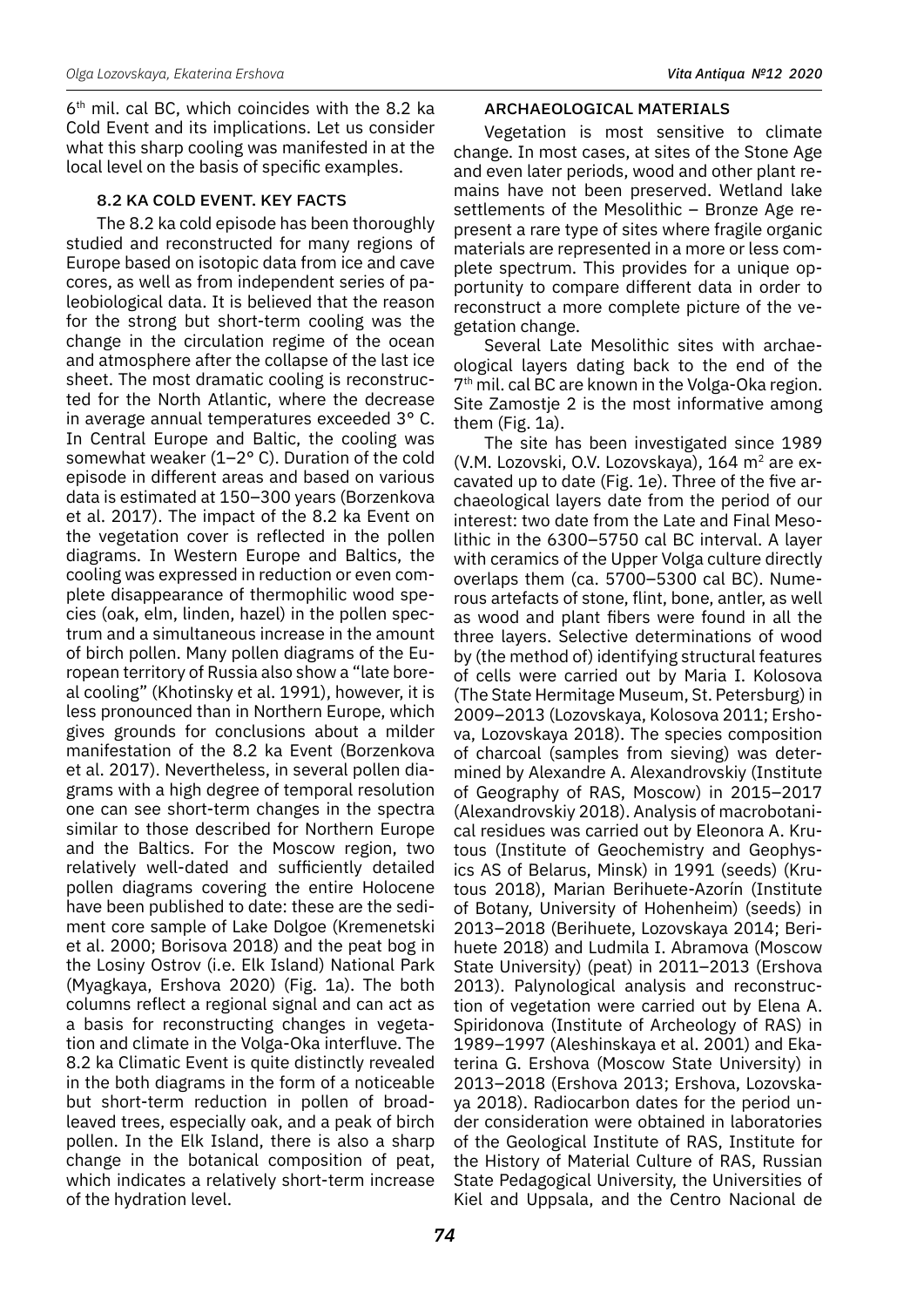6th mil. cal BC, which coincides with the 8.2 ka Cold Event and its implications. Let us consider what this sharp cooling was manifested in at the local level on the basis of specific examples.

## 8.2 KA COLD EVENT. KEY FACTS

The 8.2 ka cold episode has been thoroughly studied and reconstructed for many regions of Europe based on isotopic data from ice and cave cores, as well as from independent series of paleobiological data. It is believed that the reason for the strong but short-term cooling was the change in the circulation regime of the ocean and atmosphere after the collapse of the last ice sheet. The most dramatic cooling is reconstructed for the North Atlantic, where the decrease in average annual temperatures exceeded 3° C. In Central Europe and Baltic, the cooling was somewhat weaker (1–2° C). Duration of the cold episode in different areas and based on various data is estimated at 150–300 years (Borzenkova et al. 2017). The impact of the 8.2 ka Event on the vegetation cover is reflected in the pollen diagrams. In Western Europe and Baltics, the cooling was expressed in reduction or even complete disappearance of thermophilic wood species (oak, elm, linden, hazel) in the pollen spectrum and a simultaneous increase in the amount of birch pollen. Many pollen diagrams of the European territory of Russia also show a "late boreal cooling" (Khotinsky et al. 1991), however, it is less pronounced than in Northern Europe, which gives grounds for conclusions about a milder manifestation of the 8.2 ka Event (Borzenkova et al. 2017). Nevertheless, in several pollen diagrams with a high degree of temporal resolution one can see short-term changes in the spectra similar to those described for Northern Europe and the Baltics. For the Moscow region, two relatively well-dated and sufficiently detailed pollen diagrams covering the entire Holocene have been published to date: these are the sediment core sample of Lake Dolgoe (Kremenetski et al. 2000; Borisova 2018) and the peat bog in the Losiny Ostrov (i.e. Elk Island) National Park (Myagkaya, Ershova 2020) (Fig. 1a). The both columns reflect a regional signal and can act as a basis for reconstructing changes in vegetation and climate in the Volga-Oka interfluve. The 8.2 ka Climatic Event is quite distinctly revealed in the both diagrams in the form of a noticeable but short-term reduction in pollen of broad-leaved trees, especially oak, and a peak of birch pollen. In the Elk Island, there is also a sharp change in the botanical composition of peat, which indicates a relatively short-term increase of the hydration level.

## ARCHAEOLOGICAL MATERIALS

Vegetation is most sensitive to climate change. In most cases, at sites of the Stone Age and even later periods, wood and other plant remains have not been preserved. Wetland lake settlements of the Mesolithic – Bronze Age represent a rare type of sites where fragile organic materials are represented in a more or less complete spectrum. This provides for a unique opportunity to compare different data in order to reconstruct a more complete picture of the vegetation change.

Several Late Mesolithic sites with archaeological layers dating back to the end of the 7th mil. cal BC are known in the Volga-Oka region. Site Zamostje 2 is the most informative among them (Fig. 1a).

The site has been investigated since 1989 (V.M. Lozovski, O.V. Lozovskaya), 164 m$^2$ are excavated up to date (Fig. 1e). Three of the five archaeological layers date from the period of our interest: two date from the Late and Final Mesolithic in the 6300–5750 cal BC interval. A layer with ceramics of the Upper Volga culture directly overlaps them (ca. 5700–5300 cal BC). Numerous artefacts of stone, flint, bone, antler, as well as wood and plant fibers were found in all the three layers. Selective determinations of wood by (the method of) identifying structural features of cells were carried out by Maria I. Kolosova (The State Hermitage Museum, St. Petersburg) in 2009–2013 (Lozovskaya, Kolosova 2011; Ershova, Lozovskaya 2018). The species composition of charcoal (samples from sieving) was determined by Alexandre A. Alexandrovskiy (Institute of Geography of RAS, Moscow) in 2015–2017 (Alexandrovskiy 2018). Analysis of macrobotanical residues was carried out by Eleonora A. Krutous (Institute of Geochemistry and Geophysics AS of Belarus, Minsk) in 1991 (seeds) (Krutous 2018), Marian Berihuete-Azorín (Institute of Botany, University of Hohenheim) (seeds) in 2013–2018 (Berihuete, Lozovskaya 2014; Berihuete 2018) and Ludmila I. Abramova (Moscow State University) (peat) in 2011–2013 (Ershova 2013). Palynological analysis and reconstruction of vegetation were carried out by Elena A. Spiridonova (Institute of Archeology of RAS) in 1989–1997 (Aleshinskaya et al. 2001) and Ekaterina G. Ershova (Moscow State University) in 2013–2018 (Ershova 2013; Ershova, Lozovskaya 2018). Radiocarbon dates for the period under consideration were obtained in laboratories of the Geological Institute of RAS, Institute for the History of Material Culture of RAS, Russian State Pedagogical University, the Universities of Kiel and Uppsala, and the Centro Nacional de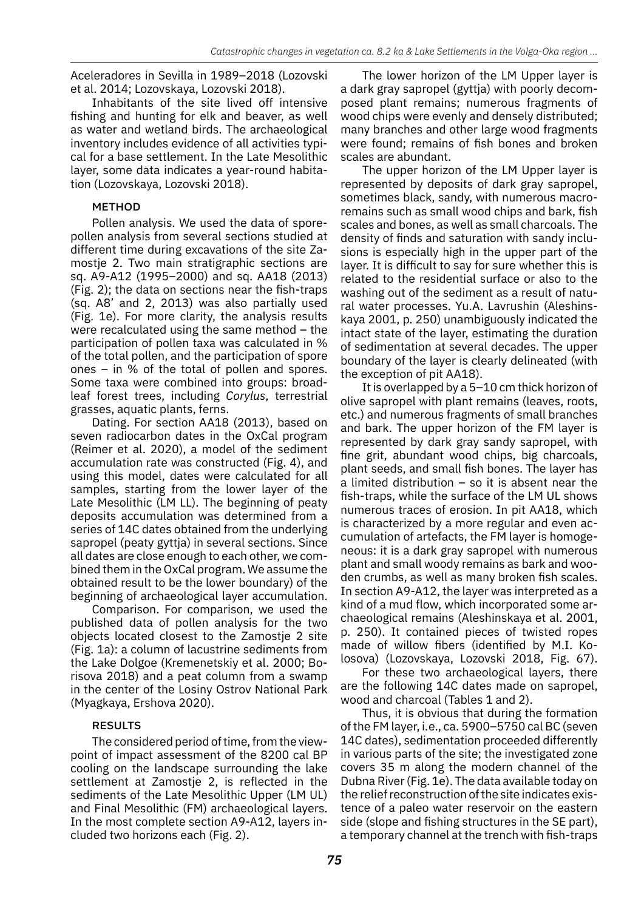Aceleradores in Sevilla in 1989–2018 (Lozovski et al. 2014; Lozovskaya, Lozovski 2018).

Inhabitants of the site lived off intensive fishing and hunting for elk and beaver, as well as water and wetland birds. The archaeological inventory includes evidence of all activities typical for a base settlement. In the Late Mesolithic layer, some data indicates a year-round habitation (Lozovskaya, Lozovski 2018).

## METHOD

Pollen analysis. We used the data of spore-pollen analysis from several sections studied at different time during excavations of the site Zamostje 2. Two main stratigraphic sections are sq. A9-A12 (1995–2000) and sq. AA18 (2013) (Fig. 2); the data on sections near the fish-traps (sq. A8' and 2, 2013) was also partially used (Fig. 1e). For more clarity, the analysis results were recalculated using the same method – the participation of pollen taxa was calculated in % of the total pollen, and the participation of spore ones – in % of the total of pollen and spores. Some taxa were combined into groups: broadleaf forest trees, including *Corylus*, terrestrial grasses, aquatic plants, ferns.

Dating. For section AA18 (2013), based on seven radiocarbon dates in the OxCal program (Reimer et al. 2020), a model of the sediment accumulation rate was constructed (Fig. 4), and using this model, dates were calculated for all samples, starting from the lower layer of the Late Mesolithic (LM LL). The beginning of peaty deposits accumulation was determined from a series of 14C dates obtained from the underlying sapropel (peaty gyttja) in several sections. Since all dates are close enough to each other, we combined them in the OxCal program. We assume the obtained result to be the lower boundary) of the beginning of archaeological layer accumulation.

Comparison. For comparison, we used the published data of pollen analysis for the two objects located closest to the Zamostje 2 site (Fig. 1a): a column of lacustrine sediments from the Lake Dolgoe (Kremenetskiy et al. 2000; Borisova 2018) and a peat column from a swamp in the center of the Losiny Ostrov National Park (Myagkaya, Ershova 2020).

## RESULTS

The considered period of time, from the viewpoint of impact assessment of the 8200 cal BP cooling on the landscape surrounding the lake settlement at Zamostje 2, is reflected in the sediments of the Late Mesolithic Upper (LM UL) and Final Mesolithic (FM) archaeological layers. In the most complete section A9-A12, layers included two horizons each (Fig. 2).

The lower horizon of the LM Upper layer is a dark gray sapropel (gyttja) with poorly decomposed plant remains; numerous fragments of wood chips were evenly and densely distributed; many branches and other large wood fragments were found; remains of fish bones and broken scales are abundant.

The upper horizon of the LM Upper layer is represented by deposits of dark gray sapropel, sometimes black, sandy, with numerous macroremains such as small wood chips and bark, fish scales and bones, as well as small charcoals. The density of finds and saturation with sandy inclusions is especially high in the upper part of the layer. It is difficult to say for sure whether this is related to the residential surface or also to the washing out of the sediment as a result of natural water processes. Yu.A. Lavrushin (Aleshinskaya 2001, p. 250) unambiguously indicated the intact state of the layer, estimating the duration of sedimentation at several decades. The upper boundary of the layer is clearly delineated (with the exception of pit AA18).

It is overlapped by a 5–10 cm thick horizon of olive sapropel with plant remains (leaves, roots, etc.) and numerous fragments of small branches and bark. The upper horizon of the FM layer is represented by dark gray sandy sapropel, with fine grit, abundant wood chips, big charcoals, plant seeds, and small fish bones. The layer has a limited distribution – so it is absent near the fish-traps, while the surface of the LM UL shows numerous traces of erosion. In pit AA18, which is characterized by a more regular and even accumulation of artefacts, the FM layer is homogeneous: it is a dark gray sapropel with numerous plant and small woody remains as bark and wooden crumbs, as well as many broken fish scales. In section A9-A12, the layer was interpreted as a kind of a mud flow, which incorporated some archaeological remains (Aleshinskaya et al. 2001, p. 250). It contained pieces of twisted ropes made of willow fibers (identified by M.I. Kolosova) (Lozovskaya, Lozovski 2018, Fig. 67).

For these two archaeological layers, there are the following 14C dates made on sapropel, wood and charcoal (Tables 1 and 2).

Thus, it is obvious that during the formation of the FM layer, i.e., ca. 5900–5750 cal BC (seven 14C dates), sedimentation proceeded differently in various parts of the site; the investigated zone covers 35 m along the modern channel of the Dubna River (Fig. 1e). The data available today on the relief reconstruction of the site indicates existence of a paleo water reservoir on the eastern side (slope and fishing structures in the SE part), a temporary channel at the trench with fish-traps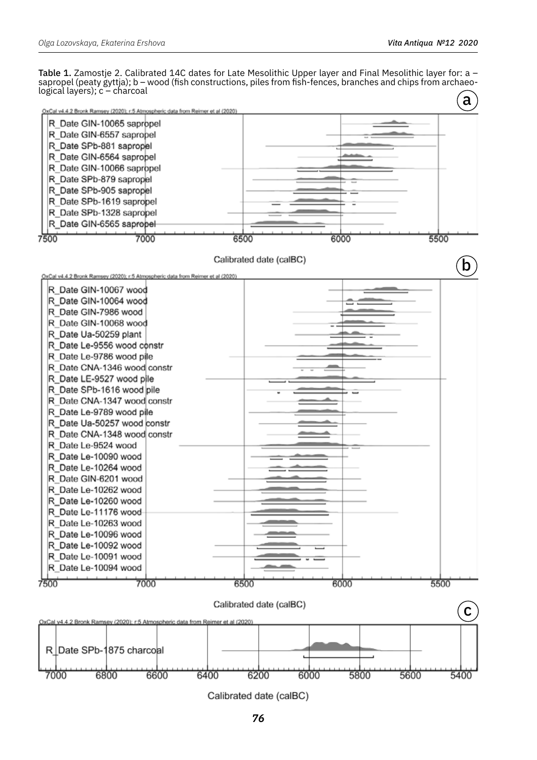Table 1. Zamostje 2. Calibrated 14C dates for Late Mesolithic Upper layer and Final Mesolithic layer for: a – sapropel (peaty gyttja); b – wood (fish constructions, piles from fish-fences, branches and chips from archaeological layers); c – charcoal

**a**

OxCal v4.4.2 Bronk Ramsey (2020); r:5 Atmospheric data from Reimer et al (2020)

R_Date GIN-10065 sapropel
R_Date GIN-6557 sapropel
R_Date SPb-881 sapropel
R_Date GIN-6564 sapropel
R_Date GIN-10066 sapropel
R_Date SPb-879 sapropel
R_Date SPb-905 sapropel
R_Date SPb-1619 sapropel
R_Date SPb-1328 sapropel
R_Date GIN-6565 sapropel

7500 7000 6500 6000 5500

Calibrated date (calBC)

**b**

OxCal v4.4.2 Bronk Ramsey (2020); r:5 Atmospheric data from Reimer et al (2020)

R_Date GIN-10067 wood
R_Date GIN-10064 wood
R_Date GIN-7986 wood
R_Date GIN-10068 wood
R_Date Ua-50259 plant
R_Date Le-9556 wood constr
R_Date Le-9786 wood pile
R_Date CNA-1346 wood constr
R_Date LE-9527 wood pile
R_Date SPb-1616 wood pile
R_Date CNA-1347 wood constr
R_Date Le-9789 wood pile
R_Date Ua-50257 wood constr
R_Date CNA-1348 wood constr
R_Date Le-9524 wood
R_Date Le-10090 wood
R_Date Le-10264 wood
R_Date GIN-6201 wood
R_Date Le-10262 wood
R_Date Le-10260 wood
R_Date Le-11176 wood
R_Date Le-10263 wood
R_Date Le-10096 wood
R_Date Le-10092 wood
R_Date Le-10091 wood
R_Date Le-10094 wood

7500 7000 6500 6000 5500

Calibrated date (calBC)

**c**

OxCal v4.4.2 Bronk Ramsey (2020); r:5 Atmospheric data from Reimer et al (2020)

R_Date SPb-1875 charcoal

7000 6800 6600 6400 6200 6000 5800 5600 5400

Calibrated date (calBC)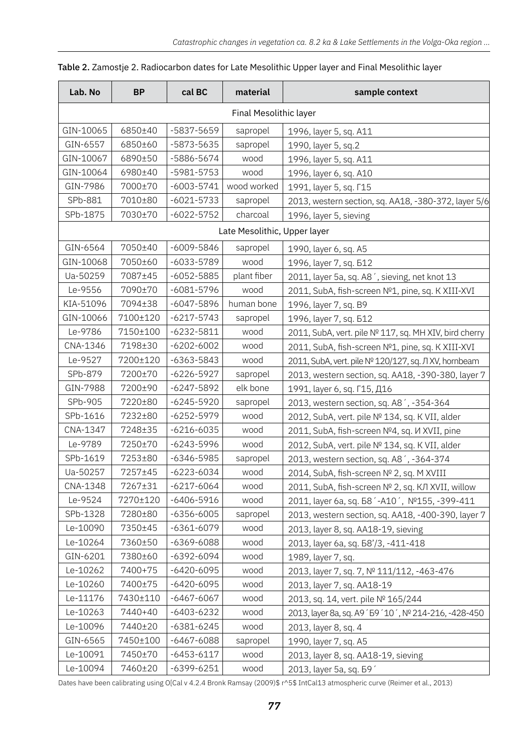**Table 2.** Zamostje 2. Radiocarbon dates for Late Mesolithic Upper layer and Final Mesolithic layer

| Lab. No | BP | cal BC | material | sample context |
|---|---|---|---|---|
| Final Mesolithic layer | | | | |
| GIN-10065 | 6850±40 | -5837-5659 | sapropel | 1996, layer 5, sq. A11 |
| GIN-6557 | 6850±60 | -5873-5635 | sapropel | 1990, layer 5, sq.2 |
| GIN-10067 | 6890±50 | -5886-5674 | wood | 1996, layer 5, sq. A11 |
| GIN-10064 | 6980±40 | -5981-5753 | wood | 1996, layer 6, sq. A10 |
| GIN-7986 | 7000±70 | -6003-5741 | wood worked | 1991, layer 5, sq. Г15 |
| SPb-881 | 7010±80 | -6021-5733 | sapropel | 2013, western section, sq. AA18, -380-372, layer 5/6 |
| SPb-1875 | 7030±70 | -6022-5752 | charcoal | 1996, layer 5, sieving |
| Late Mesolithic, Upper layer | | | | |
| GIN-6564 | 7050±40 | -6009-5846 | sapropel | 1990, layer 6, sq. A5 |
| GIN-10068 | 7050±60 | -6033-5789 | wood | 1996, layer 7, sq. Б12 |
| Ua-50259 | 7087±45 | -6052-5885 | plant fiber | 2011, layer 5a, sq. A8´, sieving, net knot 13 |
| Le-9556 | 7090±70 | -6081-5796 | wood | 2011, SubA, fish-screen №1, pine, sq. K XIII-XVI |
| KIA-51096 | 7094±38 | -6047-5896 | human bone | 1996, layer 7, sq. B9 |
| GIN-10066 | 7100±120 | -6217-5743 | sapropel | 1996, layer 7, sq. Б12 |
| Le-9786 | 7150±100 | -6232-5811 | wood | 2011, SubA, vert. pile № 117, sq. MH XIV, bird cherry |
| CNA-1346 | 7198±30 | -6202-6002 | wood | 2011, SubA, fish-screen №1, pine, sq. K XIII-XVI |
| Le-9527 | 7200±120 | -6363-5843 | wood | 2011, SubA, vert. pile № 120/127, sq. Л XV, hornbeam |
| SPb-879 | 7200±70 | -6226-5927 | sapropel | 2013, western section, sq. AA18, -390-380, layer 7 |
| GIN-7988 | 7200±90 | -6247-5892 | elk bone | 1991, layer 6, sq. Г15, Д16 |
| SPb-905 | 7220±80 | -6245-5920 | sapropel | 2013, western section, sq. A8´, -354-364 |
| SPb-1616 | 7232±80 | -6252-5979 | wood | 2012, SubA, vert. pile № 134, sq. K VII, alder |
| CNA-1347 | 7248±35 | -6216-6035 | wood | 2011, SubA, fish-screen №4, sq. И XVII, pine |
| Le-9789 | 7250±70 | -6243-5996 | wood | 2012, SubA, vert. pile № 134, sq. K VII, alder |
| SPb-1619 | 7253±80 | -6346-5985 | sapropel | 2013, western section, sq. A8´, -364-374 |
| Ua-50257 | 7257±45 | -6223-6034 | wood | 2014, SubA, fish-screen № 2, sq. M XVIII |
| CNA-1348 | 7267±31 | -6217-6064 | wood | 2011, SubA, fish-screen № 2, sq. КЛ XVII, willow |
| Le-9524 | 7270±120 | -6406-5916 | wood | 2011, layer 6a, sq. Б8´-A10´, №155, -399-411 |
| SPb-1328 | 7280±80 | -6356-6005 | sapropel | 2013, western section, sq. AA18, -400-390, layer 7 |
| Le-10090 | 7350±45 | -6361-6079 | wood | 2013, layer 8, sq. AA18-19, sieving |
| Le-10264 | 7360±50 | -6369-6088 | wood | 2013, layer 6a, sq. Б8'/3, -411-418 |
| GIN-6201 | 7380±60 | -6392-6094 | wood | 1989, layer 7, sq. |
| Le-10262 | 7400+75 | -6420-6095 | wood | 2013, layer 7, sq. 7, № 111/112, -463-476 |
| Le-10260 | 7400±75 | -6420-6095 | wood | 2013, layer 7, sq. AA18-19 |
| Le-11176 | 7430±110 | -6467-6067 | wood | 2013, sq. 14, vert. pile № 165/244 |
| Le-10263 | 7440+40 | -6403-6232 | wood | 2013, layer 8a, sq. A9´Б9´10´, № 214-216, -428-450 |
| Le-10096 | 7440±20 | -6381-6245 | wood | 2013, layer 8, sq. 4 |
| GIN-6565 | 7450±100 | -6467-6088 | sapropel | 1990, layer 7, sq. A5 |
| Le-10091 | 7450±70 | -6453-6117 | wood | 2013, layer 8, sq. AA18-19, sieving |
| Le-10094 | 7460±20 | -6399-6251 | wood | 2013, layer 5a, sq. Б9´ |

Dates have been calibrating using O[Cal v 4.2.4 Bronk Ramsay (2009)$ r^5$ IntCal13 atmospheric curve (Reimer et al., 2013)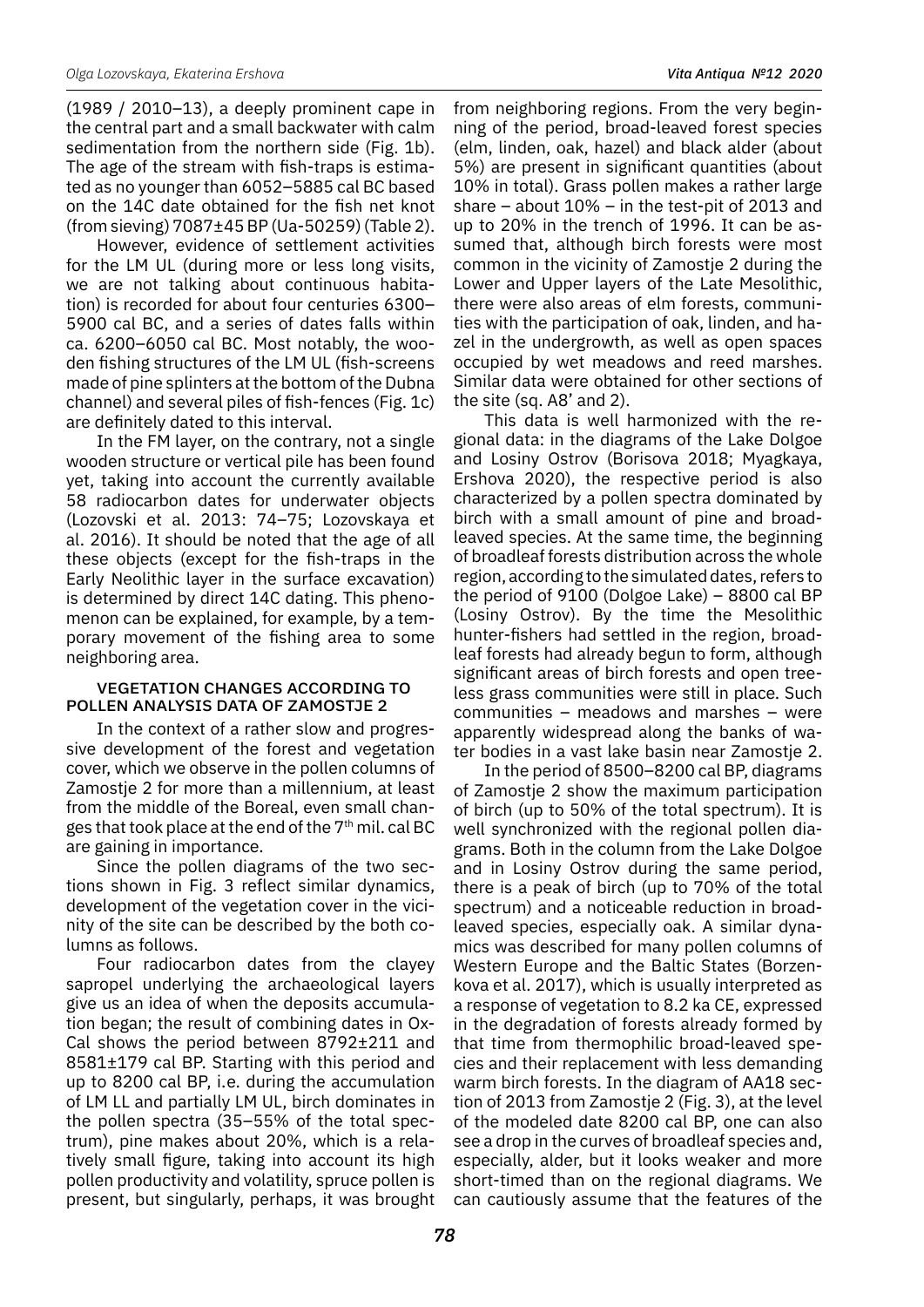(1989 / 2010–13), a deeply prominent cape in the central part and a small backwater with calm sedimentation from the northern side (Fig. 1b). The age of the stream with fish-traps is estimated as no younger than 6052–5885 cal BC based on the 14C date obtained for the fish net knot (from sieving) 7087±45 BP (Ua-50259) (Table 2).

However, evidence of settlement activities for the LM UL (during more or less long visits, we are not talking about continuous habitation) is recorded for about four centuries 6300–5900 cal BC, and a series of dates falls within ca. 6200–6050 cal BC. Most notably, the wooden fishing structures of the LM UL (fish-screens made of pine splinters at the bottom of the Dubna channel) and several piles of fish-fences (Fig. 1c) are definitely dated to this interval.

In the FM layer, on the contrary, not a single wooden structure or vertical pile has been found yet, taking into account the currently available 58 radiocarbon dates for underwater objects (Lozovski et al. 2013: 74–75; Lozovskaya et al. 2016). It should be noted that the age of all these objects (except for the fish-traps in the Early Neolithic layer in the surface excavation) is determined by direct 14C dating. This phenomenon can be explained, for example, by a temporary movement of the fishing area to some neighboring area.

## VEGETATION CHANGES ACCORDING TO POLLEN ANALYSIS DATA OF ZAMOSTJE 2

In the context of a rather slow and progressive development of the forest and vegetation cover, which we observe in the pollen columns of Zamostje 2 for more than a millennium, at least from the middle of the Boreal, even small changes that took place at the end of the 7th mil. cal BC are gaining in importance.

Since the pollen diagrams of the two sections shown in Fig. 3 reflect similar dynamics, development of the vegetation cover in the vicinity of the site can be described by the both columns as follows.

Four radiocarbon dates from the clayey sapropel underlying the archaeological layers give us an idea of when the deposits accumulation began; the result of combining dates in OxCal shows the period between 8792±211 and 8581±179 cal BP. Starting with this period and up to 8200 cal BP, i.e. during the accumulation of LM LL and partially LM UL, birch dominates in the pollen spectra (35–55% of the total spectrum), pine makes about 20%, which is a relatively small figure, taking into account its high pollen productivity and volatility, spruce pollen is present, but singularly, perhaps, it was brought from neighboring regions. From the very beginning of the period, broad-leaved forest species (elm, linden, oak, hazel) and black alder (about 5%) are present in significant quantities (about 10% in total). Grass pollen makes a rather large share – about 10% – in the test-pit of 2013 and up to 20% in the trench of 1996. It can be assumed that, although birch forests were most common in the vicinity of Zamostje 2 during the Lower and Upper layers of the Late Mesolithic, there were also areas of elm forests, communities with the participation of oak, linden, and hazel in the undergrowth, as well as open spaces occupied by wet meadows and reed marshes. Similar data were obtained for other sections of the site (sq. A8' and 2).

This data is well harmonized with the regional data: in the diagrams of the Lake Dolgoe and Losiny Ostrov (Borisova 2018; Myagkaya, Ershova 2020), the respective period is also characterized by a pollen spectra dominated by birch with a small amount of pine and broadleaved species. At the same time, the beginning of broadleaf forests distribution across the whole region, according to the simulated dates, refers to the period of 9100 (Dolgoe Lake) – 8800 cal BP (Losiny Ostrov). By the time the Mesolithic hunter-fishers had settled in the region, broadleaf forests had already begun to form, although significant areas of birch forests and open treeless grass communities were still in place. Such communities – meadows and marshes – were apparently widespread along the banks of water bodies in a vast lake basin near Zamostje 2.

In the period of 8500–8200 cal BP, diagrams of Zamostje 2 show the maximum participation of birch (up to 50% of the total spectrum). It is well synchronized with the regional pollen diagrams. Both in the column from the Lake Dolgoe and in Losiny Ostrov during the same period, there is a peak of birch (up to 70% of the total spectrum) and a noticeable reduction in broadleaved species, especially oak. A similar dynamics was described for many pollen columns of Western Europe and the Baltic States (Borzenkova et al. 2017), which is usually interpreted as a response of vegetation to 8.2 ka CE, expressed in the degradation of forests already formed by that time from thermophilic broad-leaved species and their replacement with less demanding warm birch forests. In the diagram of AA18 section of 2013 from Zamostje 2 (Fig. 3), at the level of the modeled date 8200 cal BP, one can also see a drop in the curves of broadleaf species and, especially, alder, but it looks weaker and more short-timed than on the regional diagrams. We can cautiously assume that the features of the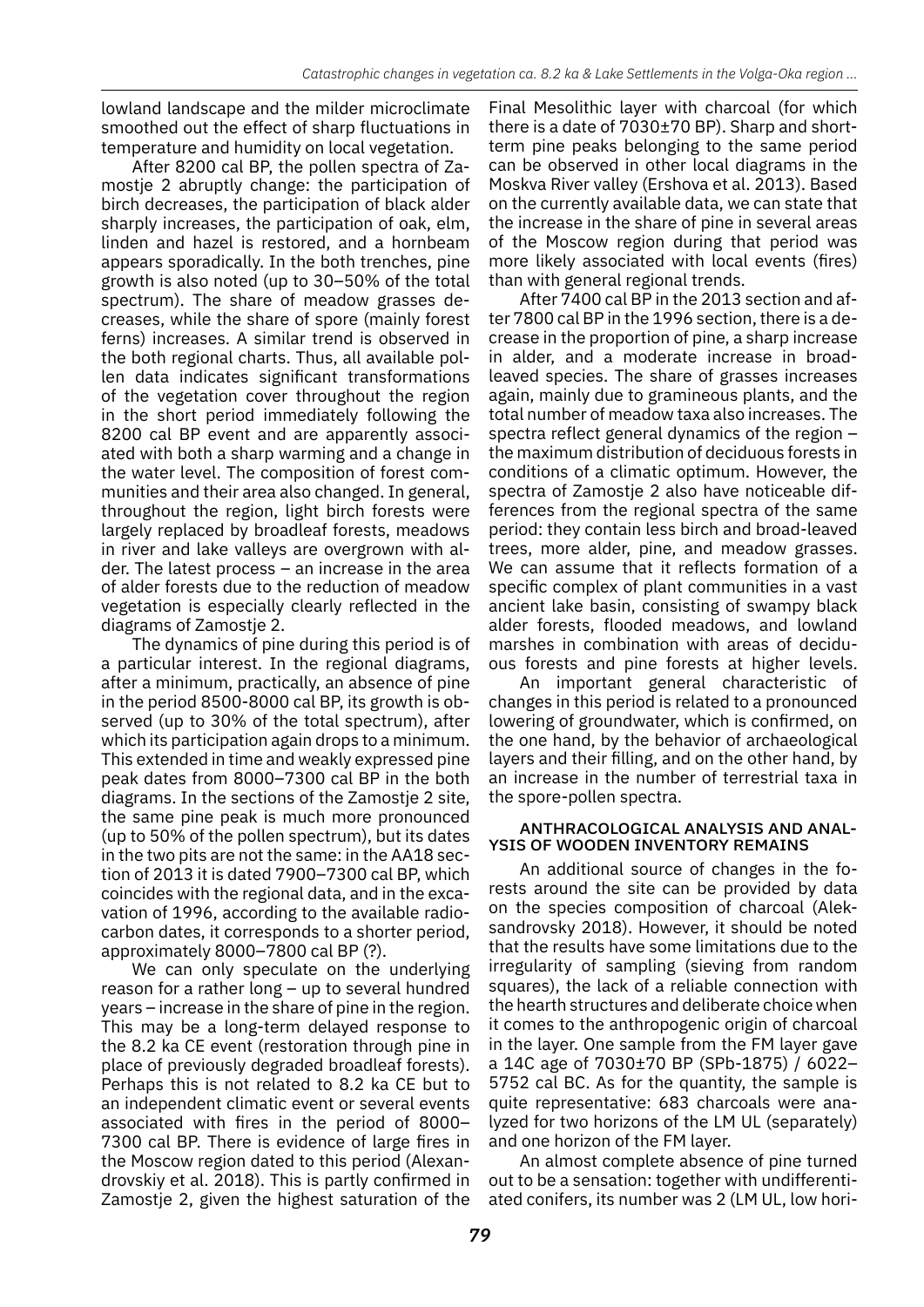lowland landscape and the milder microclimate smoothed out the effect of sharp fluctuations in temperature and humidity on local vegetation.

After 8200 cal BP, the pollen spectra of Zamostje 2 abruptly change: the participation of birch decreases, the participation of black alder sharply increases, the participation of oak, elm, linden and hazel is restored, and a hornbeam appears sporadically. In the both trenches, pine growth is also noted (up to 30–50% of the total spectrum). The share of meadow grasses decreases, while the share of spore (mainly forest ferns) increases. A similar trend is observed in the both regional charts. Thus, all available pollen data indicates significant transformations of the vegetation cover throughout the region in the short period immediately following the 8200 cal BP event and are apparently associated with both a sharp warming and a change in the water level. The composition of forest communities and their area also changed. In general, throughout the region, light birch forests were largely replaced by broadleaf forests, meadows in river and lake valleys are overgrown with alder. The latest process – an increase in the area of alder forests due to the reduction of meadow vegetation is especially clearly reflected in the diagrams of Zamostje 2.

The dynamics of pine during this period is of a particular interest. In the regional diagrams, after a minimum, practically, an absence of pine in the period 8500-8000 cal BP, its growth is observed (up to 30% of the total spectrum), after which its participation again drops to a minimum. This extended in time and weakly expressed pine peak dates from 8000–7300 cal BP in the both diagrams. In the sections of the Zamostje 2 site, the same pine peak is much more pronounced (up to 50% of the pollen spectrum), but its dates in the two pits are not the same: in the AA18 section of 2013 it is dated 7900–7300 cal BP, which coincides with the regional data, and in the excavation of 1996, according to the available radiocarbon dates, it corresponds to a shorter period, approximately 8000–7800 cal BP (?).

We can only speculate on the underlying reason for a rather long – up to several hundred years – increase in the share of pine in the region. This may be a long-term delayed response to the 8.2 ka CE event (restoration through pine in place of previously degraded broadleaf forests). Perhaps this is not related to 8.2 ka CE but to an independent climatic event or several events associated with fires in the period of 8000–7300 cal BP. There is evidence of large fires in the Moscow region dated to this period (Alexandrovskiy et al. 2018). This is partly confirmed in Zamostje 2, given the highest saturation of the Final Mesolithic layer with charcoal (for which there is a date of 7030±70 BP). Sharp and short-term pine peaks belonging to the same period can be observed in other local diagrams in the Moskva River valley (Ershova et al. 2013). Based on the currently available data, we can state that the increase in the share of pine in several areas of the Moscow region during that period was more likely associated with local events (fires) than with general regional trends.

After 7400 cal BP in the 2013 section and after 7800 cal BP in the 1996 section, there is a decrease in the proportion of pine, a sharp increase in alder, and a moderate increase in broad-leaved species. The share of grasses increases again, mainly due to gramineous plants, and the total number of meadow taxa also increases. The spectra reflect general dynamics of the region – the maximum distribution of deciduous forests in conditions of a climatic optimum. However, the spectra of Zamostje 2 also have noticeable differences from the regional spectra of the same period: they contain less birch and broad-leaved trees, more alder, pine, and meadow grasses. We can assume that it reflects formation of a specific complex of plant communities in a vast ancient lake basin, consisting of swampy black alder forests, flooded meadows, and lowland marshes in combination with areas of deciduous forests and pine forests at higher levels.

An important general characteristic of changes in this period is related to a pronounced lowering of groundwater, which is confirmed, on the one hand, by the behavior of archaeological layers and their filling, and on the other hand, by an increase in the number of terrestrial taxa in the spore-pollen spectra.

### ANTHRACOLOGICAL ANALYSIS AND ANALYSIS OF WOODEN INVENTORY REMAINS

An additional source of changes in the forests around the site can be provided by data on the species composition of charcoal (Aleksandrovsky 2018). However, it should be noted that the results have some limitations due to the irregularity of sampling (sieving from random squares), the lack of a reliable connection with the hearth structures and deliberate choice when it comes to the anthropogenic origin of charcoal in the layer. One sample from the FM layer gave a 14C age of 7030±70 BP (SPb-1875) / 6022–5752 cal BC. As for the quantity, the sample is quite representative: 683 charcoals were analyzed for two horizons of the LM UL (separately) and one horizon of the FM layer.

An almost complete absence of pine turned out to be a sensation: together with undifferentiated conifers, its number was 2 (LM UL, low hori-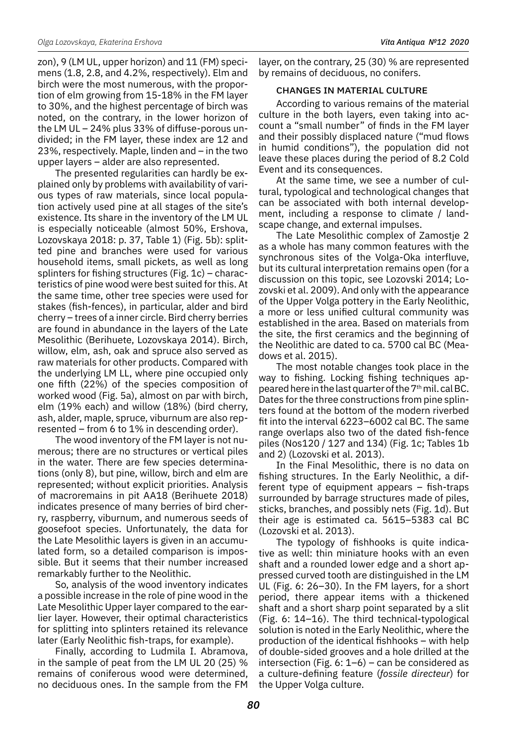zon), 9 (LM UL, upper horizon) and 11 (FM) specimens (1.8, 2.8, and 4.2%, respectively). Elm and birch were the most numerous, with the proportion of elm growing from 15-18% in the FM layer to 30%, and the highest percentage of birch was noted, on the contrary, in the lower horizon of the LM UL – 24% plus 33% of diffuse-porous undivided; in the FM layer, these index are 12 and 23%, respectively. Maple, linden and – in the two upper layers – alder are also represented.

The presented regularities can hardly be explained only by problems with availability of various types of raw materials, since local population actively used pine at all stages of the site's existence. Its share in the inventory of the LM UL is especially noticeable (almost 50%, Ershova, Lozovskaya 2018: p. 37, Table 1) (Fig. 5b): splitted pine and branches were used for various household items, small pickets, as well as long splinters for fishing structures (Fig. 1c) – characteristics of pine wood were best suited for this. At the same time, other tree species were used for stakes (fish-fences), in particular, alder and bird cherry – trees of a inner circle. Bird cherry berries are found in abundance in the layers of the Late Mesolithic (Berihuete, Lozovskaya 2014). Birch, willow, elm, ash, oak and spruce also served as raw materials for other products. Compared with the underlying LM LL, where pine occupied only one fifth (22%) of the species composition of worked wood (Fig. 5a), almost on par with birch, elm (19% each) and willow (18%) (bird cherry, ash, alder, maple, spruce, viburnum are also represented – from 6 to 1% in descending order).

The wood inventory of the FM layer is not numerous; there are no structures or vertical piles in the water. There are few species determinations (only 8), but pine, willow, birch and elm are represented; without explicit priorities. Analysis of macroremains in pit AA18 (Berihuete 2018) indicates presence of many berries of bird cherry, raspberry, viburnum, and numerous seeds of goosefoot species. Unfortunately, the data for the Late Mesolithic layers is given in an accumulated form, so a detailed comparison is impossible. But it seems that their number increased remarkably further to the Neolithic.

So, analysis of the wood inventory indicates a possible increase in the role of pine wood in the Late Mesolithic Upper layer compared to the earlier layer. However, their optimal characteristics for splitting into splinters retained its relevance later (Early Neolithic fish-traps, for example).

Finally, according to Ludmila I. Abramova, in the sample of peat from the LM UL 20 (25) % remains of coniferous wood were determined, no deciduous ones. In the sample from the FM layer, on the contrary, 25 (30) % are represented by remains of deciduous, no conifers.

## CHANGES IN MATERIAL CULTURE

According to various remains of the material culture in the both layers, even taking into account a "small number" of finds in the FM layer and their possibly displaced nature ("mud flows in humid conditions"), the population did not leave these places during the period of 8.2 Cold Event and its consequences.

At the same time, we see a number of cultural, typological and technological changes that can be associated with both internal development, including a response to climate / landscape change, and external impulses.

The Late Mesolithic complex of Zamostje 2 as a whole has many common features with the synchronous sites of the Volga-Oka interfluve, but its cultural interpretation remains open (for a discussion on this topic, see Lozovski 2014; Lozovski et al. 2009). And only with the appearance of the Upper Volga pottery in the Early Neolithic, a more or less unified cultural community was established in the area. Based on materials from the site, the first ceramics and the beginning of the Neolithic are dated to ca. 5700 cal BC (Meadows et al. 2015).

The most notable changes took place in the way to fishing. Locking fishing techniques appeared here in the last quarter of the 7th mil. cal BC. Dates for the three constructions from pine splinters found at the bottom of the modern riverbed fit into the interval 6223–6002 cal BC. The same range overlaps also two of the dated fish-fence piles (Nos120 / 127 and 134) (Fig. 1c; Tables 1b and 2) (Lozovski et al. 2013).

In the Final Mesolithic, there is no data on fishing structures. In the Early Neolithic, a different type of equipment appears – fish-traps surrounded by barrage structures made of piles, sticks, branches, and possibly nets (Fig. 1d). But their age is estimated ca. 5615–5383 cal BC (Lozovski et al. 2013).

The typology of fishhooks is quite indicative as well: thin miniature hooks with an even shaft and a rounded lower edge and a short appressed curved tooth are distinguished in the LM UL (Fig. 6: 26–30). In the FM layers, for a short period, there appear items with a thickened shaft and a short sharp point separated by a slit (Fig. 6: 14–16). The third technical-typological solution is noted in the Early Neolithic, where the production of the identical fishhooks – with help of double-sided grooves and a hole drilled at the intersection (Fig. 6: 1–6) – can be considered as a culture-defining feature (*fossile directeur*) for the Upper Volga culture.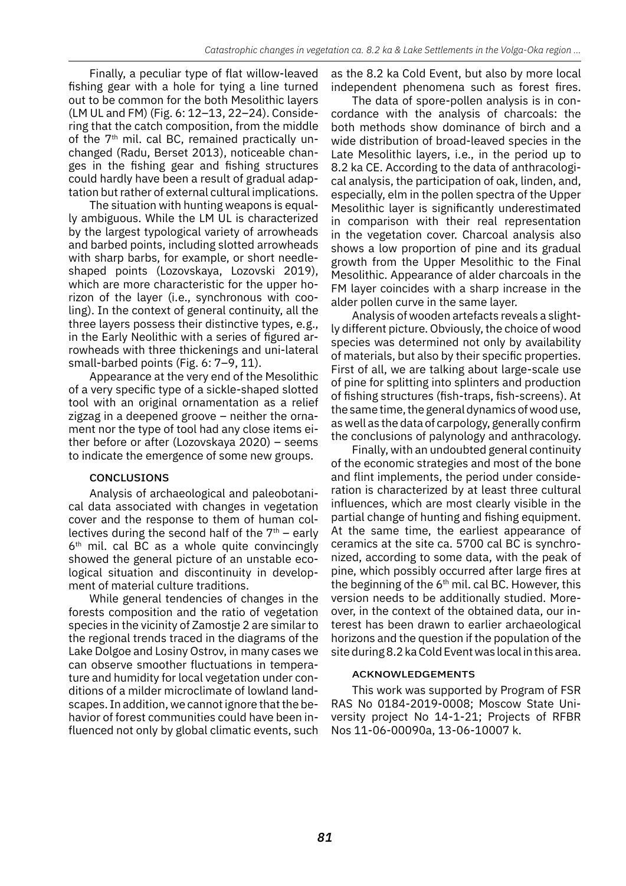Finally, a peculiar type of flat willow-leaved fishing gear with a hole for tying a line turned out to be common for the both Mesolithic layers (LM UL and FM) (Fig. 6: 12–13, 22–24). Considering that the catch composition, from the middle of the 7th mil. cal BC, remained practically unchanged (Radu, Berset 2013), noticeable changes in the fishing gear and fishing structures could hardly have been a result of gradual adaptation but rather of external cultural implications.

The situation with hunting weapons is equally ambiguous. While the LM UL is characterized by the largest typological variety of arrowheads and barbed points, including slotted arrowheads with sharp barbs, for example, or short needle-shaped points (Lozovskaya, Lozovski 2019), which are more characteristic for the upper horizon of the layer (i.e., synchronous with cooling). In the context of general continuity, all the three layers possess their distinctive types, e.g., in the Early Neolithic with a series of figured arrowheads with three thickenings and uni-lateral small-barbed points (Fig. 6: 7–9, 11).

Appearance at the very end of the Mesolithic of a very specific type of a sickle-shaped slotted tool with an original ornamentation as a relief zigzag in a deepened groove – neither the ornament nor the type of tool had any close items either before or after (Lozovskaya 2020) – seems to indicate the emergence of some new groups.

## CONCLUSIONS

Analysis of archaeological and paleobotanical data associated with changes in vegetation cover and the response to them of human collectives during the second half of the 7th – early 6th mil. cal BC as a whole quite convincingly showed the general picture of an unstable ecological situation and discontinuity in development of material culture traditions.

While general tendencies of changes in the forests composition and the ratio of vegetation species in the vicinity of Zamostje 2 are similar to the regional trends traced in the diagrams of the Lake Dolgoe and Losiny Ostrov, in many cases we can observe smoother fluctuations in temperature and humidity for local vegetation under conditions of a milder microclimate of lowland landscapes. In addition, we cannot ignore that the behavior of forest communities could have been influenced not only by global climatic events, such as the 8.2 ka Cold Event, but also by more local independent phenomena such as forest fires.

The data of spore-pollen analysis is in concordance with the analysis of charcoals: the both methods show dominance of birch and a wide distribution of broad-leaved species in the Late Mesolithic layers, i.e., in the period up to 8.2 ka CE. According to the data of anthracological analysis, the participation of oak, linden, and, especially, elm in the pollen spectra of the Upper Mesolithic layer is significantly underestimated in comparison with their real representation in the vegetation cover. Charcoal analysis also shows a low proportion of pine and its gradual growth from the Upper Mesolithic to the Final Mesolithic. Appearance of alder charcoals in the FM layer coincides with a sharp increase in the alder pollen curve in the same layer.

Analysis of wooden artefacts reveals a slightly different picture. Obviously, the choice of wood species was determined not only by availability of materials, but also by their specific properties. First of all, we are talking about large-scale use of pine for splitting into splinters and production of fishing structures (fish-traps, fish-screens). At the same time, the general dynamics of wood use, as well as the data of carpology, generally confirm the conclusions of palynology and anthracology.

Finally, with an undoubted general continuity of the economic strategies and most of the bone and flint implements, the period under consideration is characterized by at least three cultural influences, which are most clearly visible in the partial change of hunting and fishing equipment. At the same time, the earliest appearance of ceramics at the site ca. 5700 cal BC is synchronized, according to some data, with the peak of pine, which possibly occurred after large fires at the beginning of the 6th mil. cal BC. However, this version needs to be additionally studied. Moreover, in the context of the obtained data, our interest has been drawn to earlier archaeological horizons and the question if the population of the site during 8.2 ka Cold Event was local in this area.

## ACKNOWLEDGEMENTS

This work was supported by Program of FSR RAS No 0184-2019-0008; Moscow State University project No 14-1-21; Projects of RFBR Nos 11-06-00090a, 13-06-10007 k.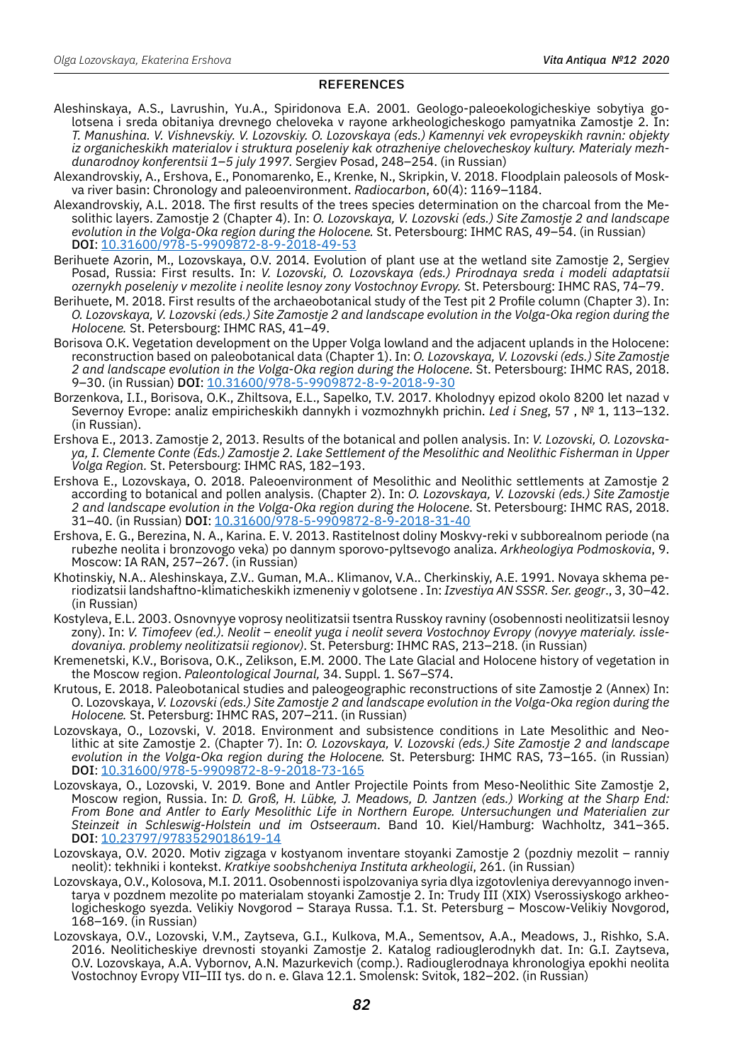## REFERENCES

Aleshinskaya, A.S., Lavrushin, Yu.A., Spiridonova E.A. 2001. Geologo-paleoekologicheskiye sobytiya golotsena i sreda obitaniya drevnego cheloveka v rayone arkheologicheskogo pamyatnika Zamostje 2. In: *T. Manushina. V. Vishnevskiy. V. Lozovskiy. O. Lozovskaya (eds.) Kamennyi vek evropeyskikh ravnin: objekty iz organicheskikh materialov i struktura poseleniy kak otrazheniye chelovecheskoy kultury. Materialy mezhdunarodnoy konferentsii 1–5 july 1997.* Sergiev Posad, 248–254. (in Russian)

Alexandrovskiy, A., Ershova, E., Ponomarenko, E., Krenke, N., Skripkin, V. 2018. Floodplain paleosols of Moskva river basin: Chronology and paleoenvironment. *Radiocarbon*, 60(4): 1169–1184.

Alexandrovskiy, A.L. 2018. The first results of the trees species determination on the charcoal from the Mesolithic layers. Zamostje 2 (Chapter 4). In: *O. Lozovskaya, V. Lozovski (eds.) Site Zamostje 2 and landscape evolution in the Volga-Oka region during the Holocene.* St. Petersbourg: IHMC RAS, 49–54. (in Russian) **DOI**: 10.31600/978-5-9909872-8-9-2018-49-53

Berihuete Azorin, M., Lozovskaya, O.V. 2014. Evolution of plant use at the wetland site Zamostje 2, Sergiev Posad, Russia: First results. In: *V. Lozovski, O. Lozovskaya (eds.) Prirodnaya sreda i modeli adaptatsii ozernykh poseleniy v mezolite i neolite lesnoy zony Vostochnoy Evropy.* St. Petersbourg: IHMC RAS, 74–79.

Berihuete, M. 2018. First results of the archaeobotanical study of the Test pit 2 Profile column (Chapter 3). In: *O. Lozovskaya, V. Lozovski (eds.) Site Zamostje 2 and landscape evolution in the Volga-Oka region during the Holocene.* St. Petersbourg: IHMC RAS, 41–49.

Borisova O.K. Vegetation development on the Upper Volga lowland and the adjacent uplands in the Holocene: reconstruction based on paleobotanical data (Chapter 1). In: *O. Lozovskaya, V. Lozovski (eds.) Site Zamostje 2 and landscape evolution in the Volga-Oka region during the Holocene*. St. Petersbourg: IHMC RAS, 2018. 9–30. (in Russian) **DOI**: 10.31600/978-5-9909872-8-9-2018-9-30

Borzenkova, I.I., Borisova, O.K., Zhiltsova, E.L., Sapelko, T.V. 2017. Kholodnyy epizod okolo 8200 let nazad v Severnoy Evrope: analiz empiricheskikh dannykh i vozmozhnykh prichin. *Led i Sneg*, 57 , № 1, 113–132. (in Russian).

Ershova E., 2013. Zamostje 2, 2013. Results of the botanical and pollen analysis. In: *V. Lozovski, O. Lozovskaya, I. Clemente Conte (Eds.) Zamostje 2. Lake Settlement of the Mesolithic and Neolithic Fisherman in Upper Volga Region.* St. Petersbourg: IHMC RAS, 182–193.

Ershova E., Lozovskaya, O. 2018. Paleoenvironment of Mesolithic and Neolithic settlements at Zamostje 2 according to botanical and pollen analysis. (Chapter 2). In: *O. Lozovskaya, V. Lozovski (eds.) Site Zamostje 2 and landscape evolution in the Volga-Oka region during the Holocene*. St. Petersbourg: IHMC RAS, 2018. 31–40. (in Russian) **DOI**: 10.31600/978-5-9909872-8-9-2018-31-40

Ershova, E. G., Berezina, N. A., Karina. E. V. 2013. Rastitelnost doliny Moskvy-reki v subborealnom periode (na rubezhe neolita i bronzovogo veka) po dannym sporovo-pyltsevogo analiza. *Arkheologiya Podmoskovia*, 9. Moscow: IA RAN, 257–267. (in Russian)

Khotinskiy, N.A.. Aleshinskaya, Z.V.. Guman, M.A.. Klimanov, V.A.. Cherkinskiy, A.E. 1991. Novaya skhema periodizatsii landshaftno-klimaticheskikh izmeneniy v golotsene . In: *Izvestiya AN SSSR. Ser. geogr.*, 3, 30–42. (in Russian)

Kostyleva, E.L. 2003. Osnovnyye voprosy neolitizatsii tsentra Russkoy ravniny (osobennosti neolitizatsii lesnoy zony). In: *V. Timofeev (ed.). Neolit – eneolit yuga i neolit severa Vostochnoy Evropy (novyye materialy. issledovaniya. problemy neolitizatsii regionov)*. St. Petersburg: IHMC RAS, 213–218. (in Russian)

Kremenetski, K.V., Borisova, O.K., Zelikson, E.M. 2000. The Late Glacial and Holocene history of vegetation in the Moscow region. *Paleontological Journal,* 34. Suppl. 1. S67–S74.

Krutous, E. 2018. Paleobotanical studies and paleogeographic reconstructions of site Zamostje 2 (Annex) In: O. Lozovskaya, *V. Lozovski (eds.) Site Zamostje 2 and landscape evolution in the Volga-Oka region during the Holocene.* St. Petersburg: IHMC RAS, 207–211. (in Russian)

Lozovskaya, O., Lozovski, V. 2018. Environment and subsistence conditions in Late Mesolithic and Neolithic at site Zamostje 2. (Chapter 7). In: *O. Lozovskaya, V. Lozovski (eds.) Site Zamostje 2 and landscape evolution in the Volga-Oka region during the Holocene.* St. Petersburg: IHMC RAS, 73–165. (in Russian) **DOI**: 10.31600/978-5-9909872-8-9-2018-73-165

Lozovskaya, O., Lozovski, V. 2019. Bone and Antler Projectile Points from Meso-Neolithic Site Zamostje 2, Moscow region, Russia. In: *D. Groß, H. Lübke, J. Meadows, D. Jantzen (eds.) Working at the Sharp End: From Bone and Antler to Early Mesolithic Life in Northern Europe. Untersuchungen und Materialien zur Steinzeit in Schleswig-Holstein und im Ostseeraum*. Band 10. Kiel/Hamburg: Wachholtz, 341–365. **DOI**: 10.23797/9783529018619-14

Lozovskaya, O.V. 2020. Motiv zigzaga v kostyanom inventare stoyanki Zamostje 2 (pozdniy mezolit – ranniy neolit): tekhniki i kontekst. *Kratkiye soobshcheniya Instituta arkheologii*, 261. (in Russian)

Lozovskaya, O.V., Kolosova, M.I. 2011. Osobennosti ispolzovaniya syria dlya izgotovleniya derevyannogo inventarya v pozdnem mezolite po materialam stoyanki Zamostje 2. In: Trudy III (XIX) Vserossiyskogo arkheologicheskogo syezda. Velikiy Novgorod – Staraya Russa. T.1. St. Petersburg – Moscow-Velikiy Novgorod, 168–169. (in Russian)

Lozovskaya, O.V., Lozovski, V.M., Zaytseva, G.I., Kulkova, M.A., Sementsov, A.A., Meadows, J., Rishko, S.A. 2016. Neoliticheskiye drevnosti stoyanki Zamostje 2. Katalog radiouglerodnykh dat. In: G.I. Zaytseva, O.V. Lozovskaya, A.A. Vybornov, A.N. Mazurkevich (comp.). Radiouglerodnaya khronologiya epokhi neolita Vostochnoy Evropy VII–III tys. do n. e. Glava 12.1. Smolensk: Svitok, 182–202. (in Russian)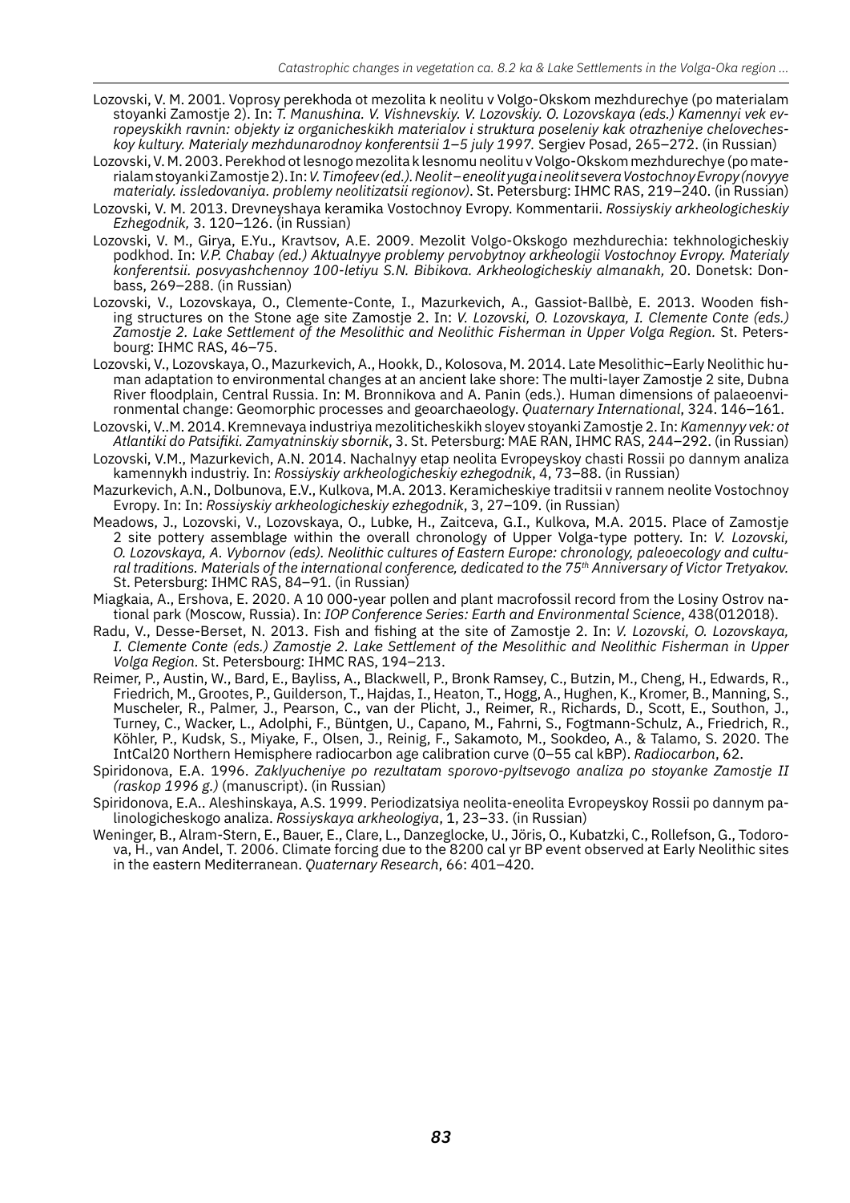Lozovski, V. M. 2001. Voprosy perekhoda ot mezolita k neolitu v Volgo-Okskom mezhdurechye (po materialam stoyanki Zamostje 2). In: *T. Manushina. V. Vishnevskiy. V. Lozovskiy. O. Lozovskaya (eds.) Kamennyi vek evropeyskikh ravnin: objekty iz organicheskikh materialov i struktura poseleniy kak otrazheniye chelovecheskoy kultury. Materialy mezhdunarodnoy konferentsii 1–5 july 1997.* Sergiev Posad, 265–272. (in Russian)

Lozovski, V. M. 2003. Perekhod ot lesnogo mezolita k lesnomu neolitu v Volgo-Okskom mezhdurechye (po materialam stoyanki Zamostje 2). In: *V. Timofeev (ed.). Neolit – eneolit yuga i neolit severa Vostochnoy Evropy (novyye materialy. issledovaniya. problemy neolitizatsii regionov)*. St. Petersburg: IHMC RAS, 219–240. (in Russian)

Lozovski, V. M. 2013. Drevneyshaya keramika Vostochnoy Evropy. Kommentarii. *Rossiyskiy arkheologicheskiy Ezhegodnik,* 3. 120–126. (in Russian)

Lozovski, V. M., Girya, E.Yu., Kravtsov, A.E. 2009. Mezolit Volgo-Okskogo mezhdurechia: tekhnologicheskiy podkhod. In: *V.P. Chabay (ed.) Aktualnyye problemy pervobytnoy arkheologii Vostochnoy Evropy. Materialy konferentsii. posvyashchennoy 100-letiyu S.N. Bibikova. Arkheologicheskiy almanakh,* 20. Donetsk: Donbass, 269–288. (in Russian)

Lozovski, V., Lozovskaya, O., Clemente-Conte, I., Mazurkevich, A., Gassiot-Ballbè, E. 2013. Wooden fishing structures on the Stone age site Zamostje 2. In: *V. Lozovski, O. Lozovskaya, I. Clemente Conte (eds.) Zamostje 2. Lake Settlement of the Mesolithic and Neolithic Fisherman in Upper Volga Region.* St. Petersbourg: IHMC RAS, 46–75.

Lozovski, V., Lozovskaya, O., Mazurkevich, A., Hookk, D., Kolosova, M. 2014. Late Mesolithic–Early Neolithic human adaptation to environmental changes at an ancient lake shore: The multi-layer Zamostje 2 site, Dubna River floodplain, Central Russia. In: M. Bronnikova and A. Panin (eds.). Human dimensions of palaeoenvironmental change: Geomorphic processes and geoarchaeology. *Quaternary International,* 324. 146–161.

Lozovski, V..M. 2014. Kremnevaya industriya mezoliticheskikh sloyev stoyanki Zamostje 2. In: *Kamennyy vek: ot Atlantiki do Patsifiki. Zamyatninskiy sbornik*, 3. St. Petersburg: MAE RAN, IHMC RAS, 244–292. (in Russian)

Lozovski, V.M., Mazurkevich, A.N. 2014. Nachalnyy etap neolita Evropeyskoy chasti Rossii po dannym analiza kamennykh industriy. In: *Rossiyskiy arkheologicheskiy ezhegodnik*, 4, 73–88. (in Russian)

Mazurkevich, A.N., Dolbunova, E.V., Kulkova, M.A. 2013. Keramicheskiye traditsii v rannem neolite Vostochnoy Evropy. In: In: *Rossiyskiy arkheologicheskiy ezhegodnik*, 3, 27–109. (in Russian)

Meadows, J., Lozovski, V., Lozovskaya, O., Lubke, H., Zaitceva, G.I., Kulkova, M.A. 2015. Place of Zamostje 2 site pottery assemblage within the overall chronology of Upper Volga-type pottery. In: *V. Lozovski, O. Lozovskaya, A. Vybornov (eds). Neolithic cultures of Eastern Europe: chronology, paleoecology and cultural traditions. Materials of the international conference, dedicated to the 75th Anniversary of Victor Tretyakov.* St. Petersburg: IHMC RAS, 84–91. (in Russian)

Miagkaia, A., Ershova, E. 2020. A 10 000-year pollen and plant macrofossil record from the Losiny Ostrov national park (Moscow, Russia). In: *IOP Conference Series: Earth and Environmental Science*, 438(012018).

Radu, V., Desse-Berset, N. 2013. Fish and fishing at the site of Zamostje 2. In: *V. Lozovski, O. Lozovskaya, I. Clemente Conte (eds.) Zamostje 2. Lake Settlement of the Mesolithic and Neolithic Fisherman in Upper Volga Region.* St. Petersbourg: IHMC RAS, 194–213.

Reimer, P., Austin, W., Bard, E., Bayliss, A., Blackwell, P., Bronk Ramsey, C., Butzin, M., Cheng, H., Edwards, R., Friedrich, M., Grootes, P., Guilderson, T., Hajdas, I., Heaton, T., Hogg, A., Hughen, K., Kromer, B., Manning, S., Muscheler, R., Palmer, J., Pearson, C., van der Plicht, J., Reimer, R., Richards, D., Scott, E., Southon, J., Turney, C., Wacker, L., Adolphi, F., Büntgen, U., Capano, M., Fahrni, S., Fogtmann-Schulz, A., Friedrich, R., Köhler, P., Kudsk, S., Miyake, F., Olsen, J., Reinig, F., Sakamoto, M., Sookdeo, A., & Talamo, S. 2020. The IntCal20 Northern Hemisphere radiocarbon age calibration curve (0–55 cal kBP). *Radiocarbon*, 62.

Spiridonova, E.A. 1996. *Zaklyucheniye po rezultatam sporovo-pyltsevogo analiza po stoyanke Zamostje II (raskop 1996 g.)* (manuscript). (in Russian)

Spiridonova, E.A.. Aleshinskaya, A.S. 1999. Periodizatsiya neolita-eneolita Evropeyskoy Rossii po dannym palinologicheskogo analiza. *Rossiyskaya arkheologiya*, 1, 23–33. (in Russian)

Weninger, B., Alram-Stern, E., Bauer, E., Clare, L., Danzeglocke, U., Jöris, O., Kubatzki, C., Rollefson, G., Todorova, H., van Andel, T. 2006. Climate forcing due to the 8200 cal yr BP event observed at Early Neolithic sites in the eastern Mediterranean. *Quaternary Research,* 66: 401–420.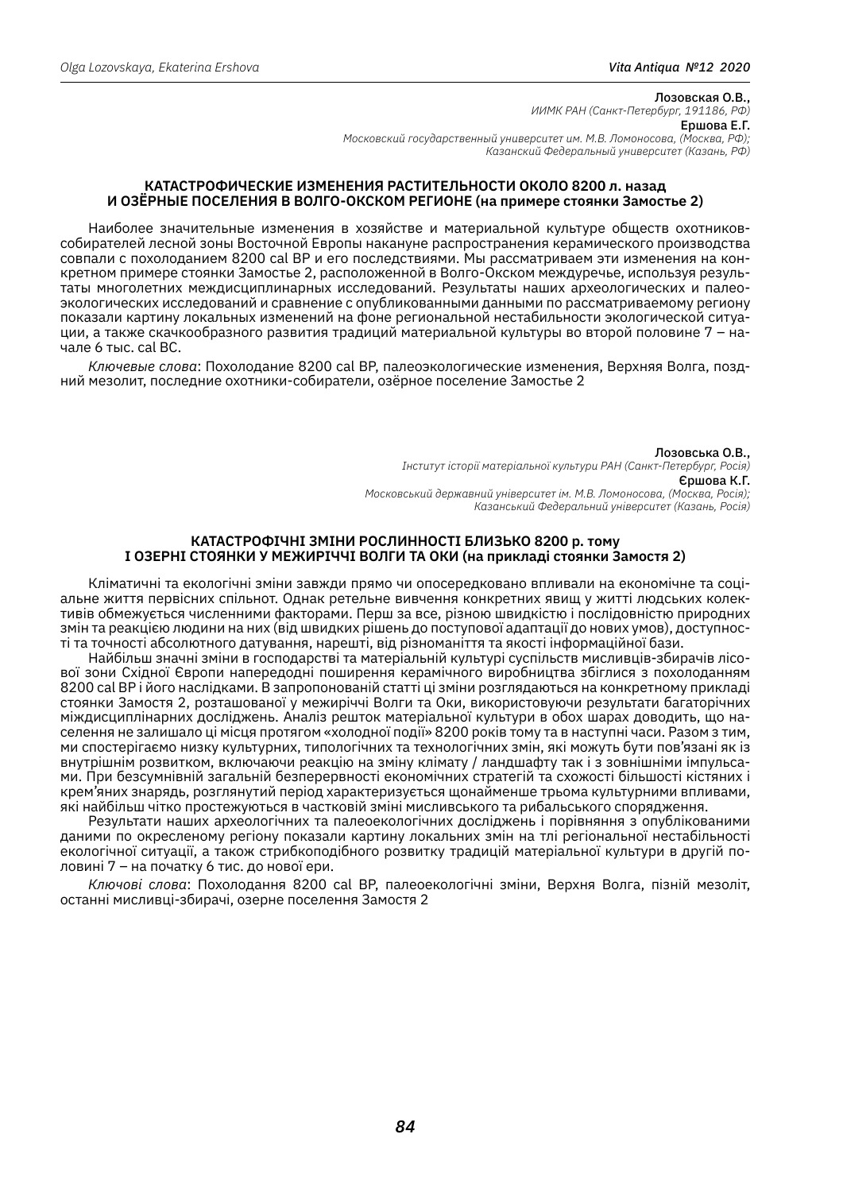**Лозовская О.В.,**
*ИИМК РАН (Санкт-Петербург, 191186, РФ)*
**Ершова Е.Г.**
*Московский государственный университет им. М.В. Ломоносова, (Москва, РФ);*
*Казанский Федеральный университет (Казань, РФ)*

## КАТАСТРОФИЧЕСКИЕ ИЗМЕНЕНИЯ РАСТИТЕЛЬНОСТИ ОКОЛО 8200 л. назад И ОЗЁРНЫЕ ПОСЕЛЕНИЯ В ВОЛГО-ОКСКОМ РЕГИОНЕ (на примере стоянки Замостье 2)

Наиболее значительные изменения в хозяйстве и материальной культуре обществ охотников-собирателей лесной зоны Восточной Европы накануне распространения керамического производства совпали с похолоданием 8200 cal BP и его последствиями. Мы рассматриваем эти изменения на конкретном примере стоянки Замостье 2, расположенной в Волго-Окском междуречье, используя результаты многолетних междисциплинарных исследований. Результаты наших археологических и палеоэкологических исследований и сравнение с опубликованными данными по рассматриваемому региону показали картину локальных изменений на фоне региональной нестабильности экологической ситуации, а также скачкообразного развития традиций материальной культуры во второй половине 7 – начале 6 тыс. cal BC.

*Ключевые слова*: Похолодание 8200 cal BP, палеоэкологические изменения, Верхняя Волга, поздний мезолит, последние охотники-собиратели, озёрное поселение Замостье 2

**Лозовська О.В.,**
*Інститут історії матеріальної культури РАН (Санкт-Петербург, Росія)*
**Єршова К.Г.**
*Московський державний університет ім. М.В. Ломоносова, (Москва, Росія);*
*Казанський Федеральний університет (Казань, Росія)*

## КАТАСТРОФІЧНІ ЗМІНИ РОСЛИННОСТІ БЛИЗЬКО 8200 р. тому І ОЗЕРНІ СТОЯНКИ У МЕЖИРІЧЧІ ВОЛГИ ТА ОКИ (на прикладі стоянки Замостя 2)

Кліматичні та екологічні зміни завжди прямо чи опосередковано впливали на економічне та соціальне життя первісних спільнот. Однак ретельне вивчення конкретних явищ у житті людських колективів обмежується численними факторами. Перш за все, різною швидкістю і послідовністю природних змін та реакцією людини на них (від швидких рішень до поступової адаптації до нових умов), доступності та точності абсолютного датування, нарешті, від різноманіття та якості інформаційної бази.

Найбільш значні зміни в господарстві та матеріальній культурі суспільств мисливців-збирачів лісової зони Східної Європи напередодні поширення керамічного виробництва збіглися з похолоданням 8200 cal BP і його наслідками. В запропонованій статті ці зміни розглядаються на конкретному прикладі стоянки Замостя 2, розташованої у межиріччі Волги та Оки, використовуючи результати багаторічних міждисциплінарних досліджень. Аналіз решток матеріальної культури в обох шарах доводить, що населення не залишало ці місця протягом «холодної події» 8200 років тому та в наступні часи. Разом з тим, ми спостерігаємо низку культурних, типологічних та технологічних змін, які можуть бути пов'язані як із внутрішнім розвитком, включаючи реакцію на зміну клімату / ландшафту так і з зовнішніми імпульсами. При безсумнівній загальній безперервності економічних стратегій та схожості більшості кістяних і крем'яних знарядь, розглянутий період характеризується щонайменше трьома культурними впливами, які найбільш чітко простежуються в частковій зміні мисливського та рибальського спорядження.

Результати наших археологічних та палеоекологічних досліджень і порівняння з опублікованими даними по окресленому регіону показали картину локальних змін на тлі регіональної нестабільності екологічної ситуації, а також стрибкоподібного розвитку традицій матеріальної культури в другій половині 7 – на початку 6 тис. до нової ери.

*Ключові слова*: Похолодання 8200 cal BP, палеоекологічні зміни, Верхня Волга, пізній мезоліт, останні мисливці-збирачі, озерне поселення Замостя 2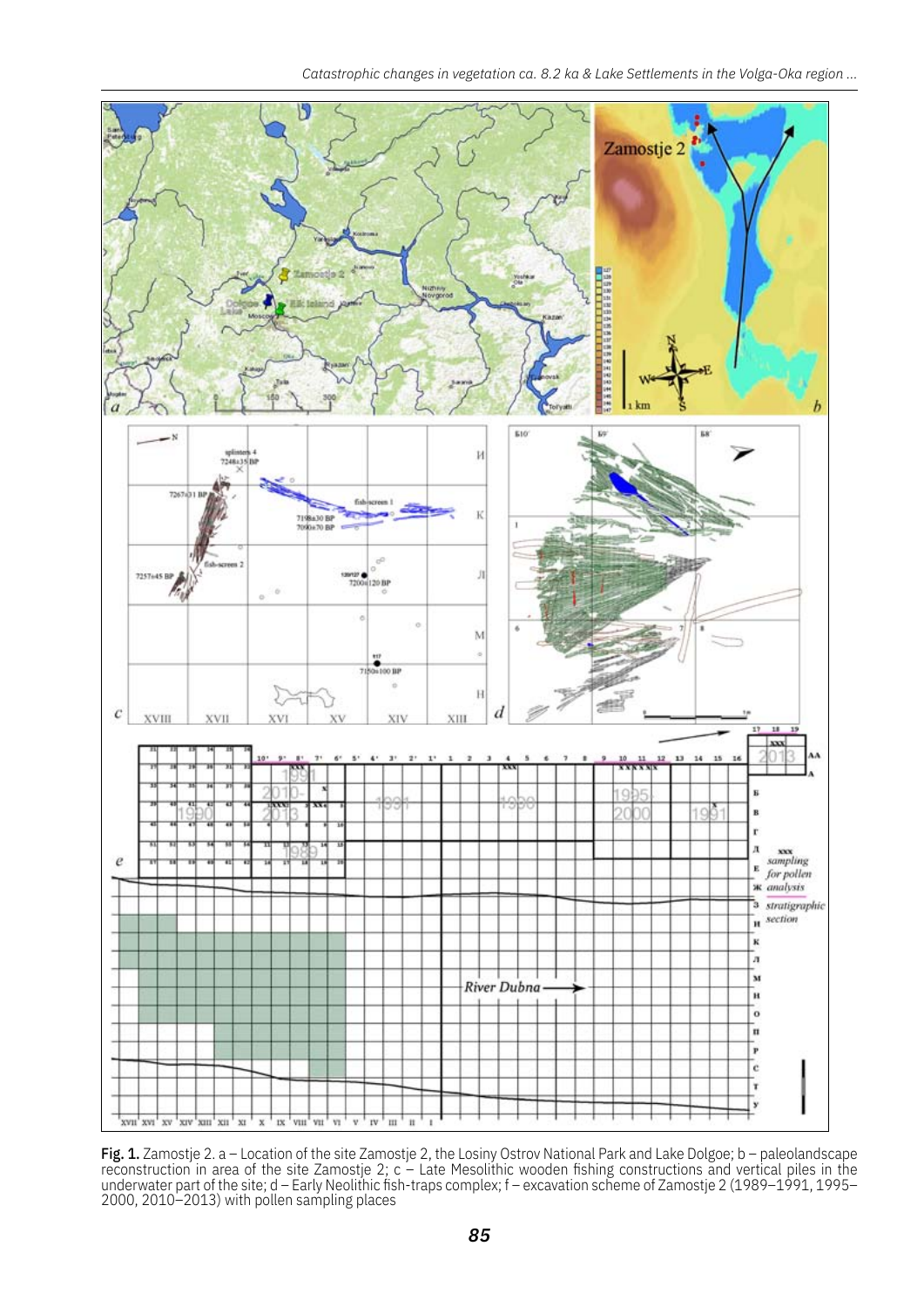**Fig. 1.** Zamostje 2. a – Location of the site Zamostje 2, the Losiny Ostrov National Park and Lake Dolgoe; b – paleolandscape reconstruction in area of the site Zamostje 2; c – Late Mesolithic wooden fishing constructions and vertical piles in the underwater part of the site; d – Early Neolithic fish-traps complex; f – excavation scheme of Zamostje 2 (1989–1991, 1995–2000, 2010–2013) with pollen sampling places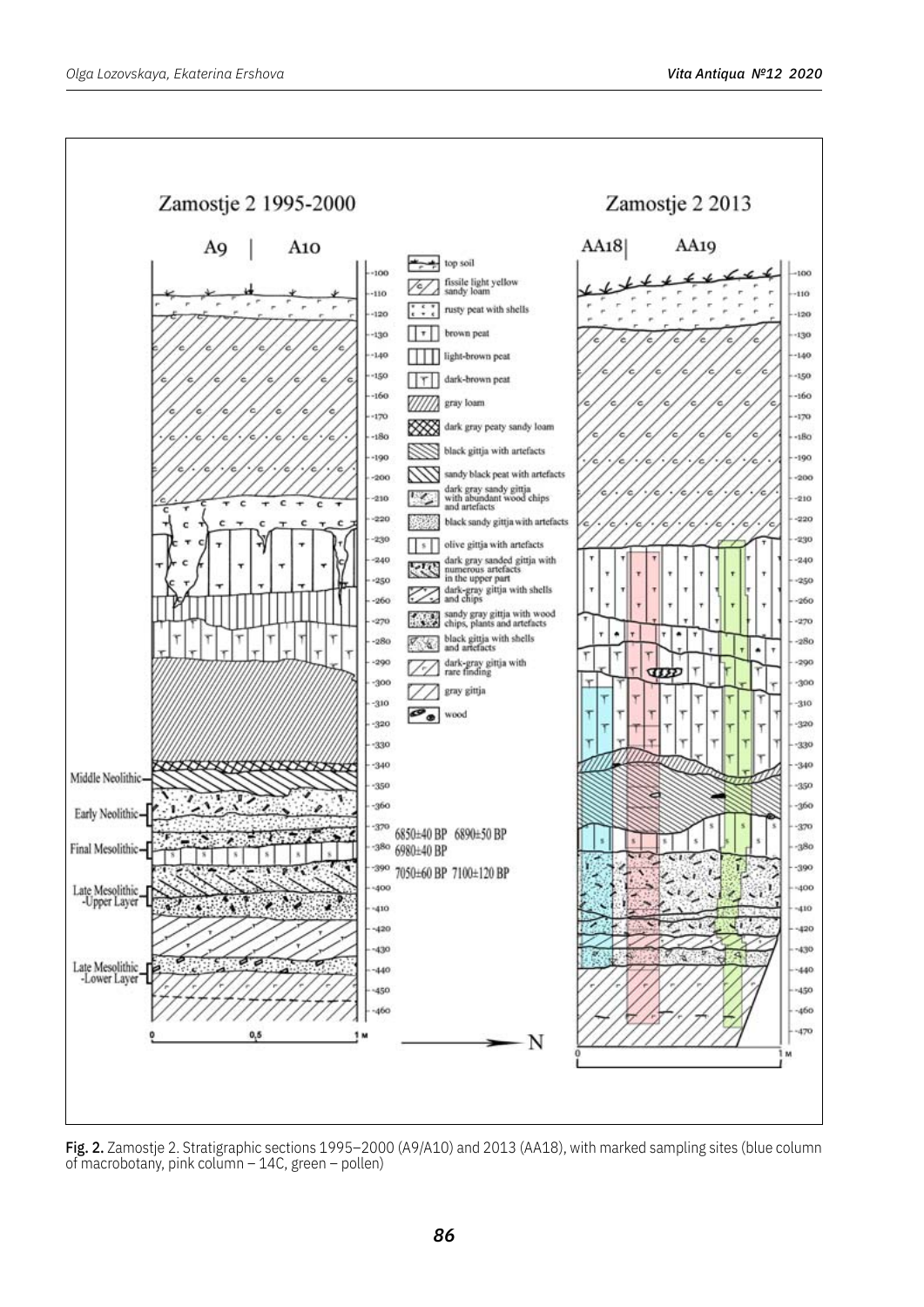**Fig. 2.** Zamostje 2. Stratigraphic sections 1995–2000 (A9/A10) and 2013 (AA18), with marked sampling sites (blue column of macrobotany, pink column – 14C, green – pollen)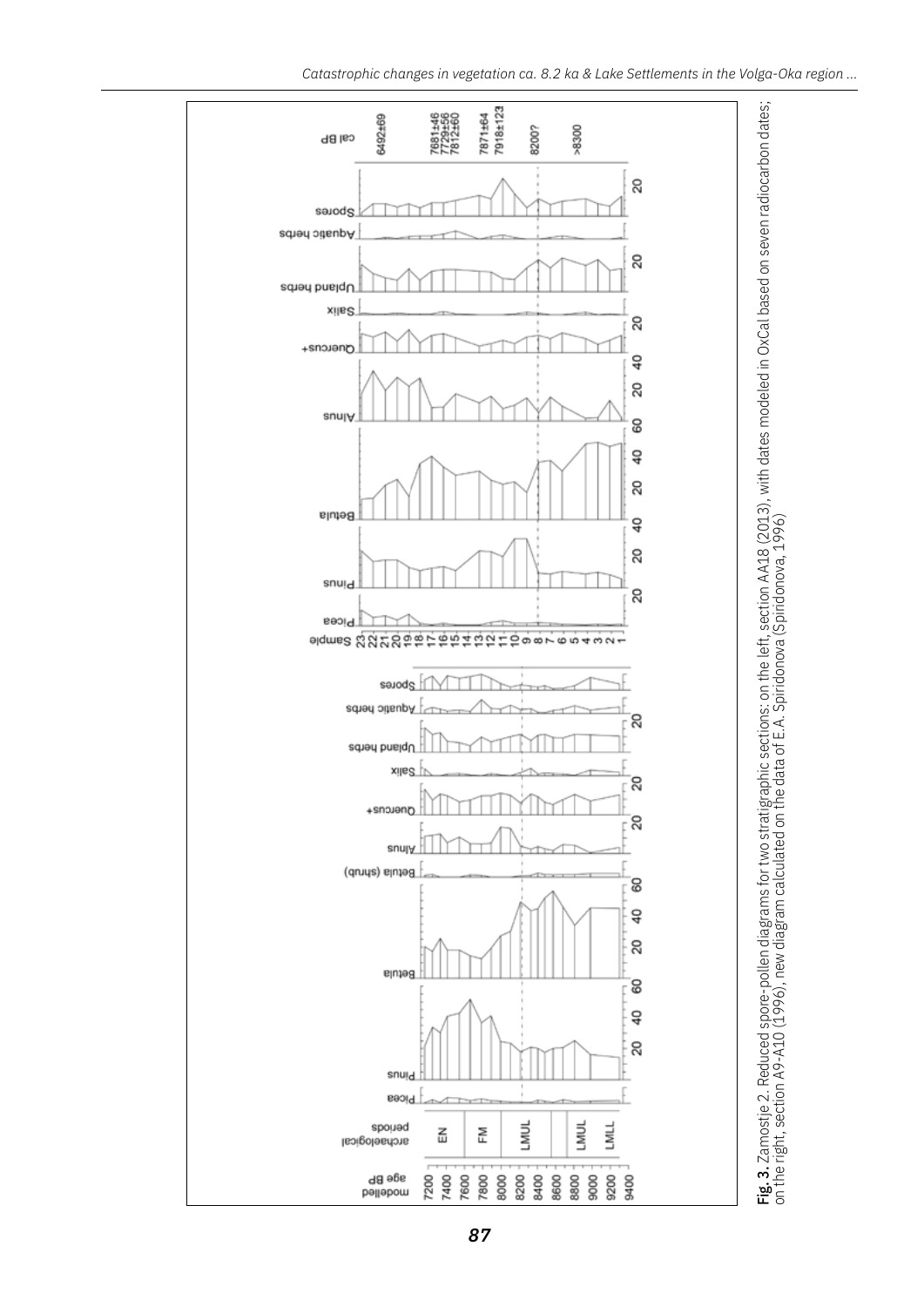**Fig. 3.** Zamostje 2. Reduced spore-pollen diagrams for two stratigraphic sections: on the left, section AA18 (2013), with dates modeled in OxCal based on seven radiocarbon dates; on the right, section A9-A10 (1996), new diagram calculated on the data of E.A. Spiridonova (Spiridonova, 1996)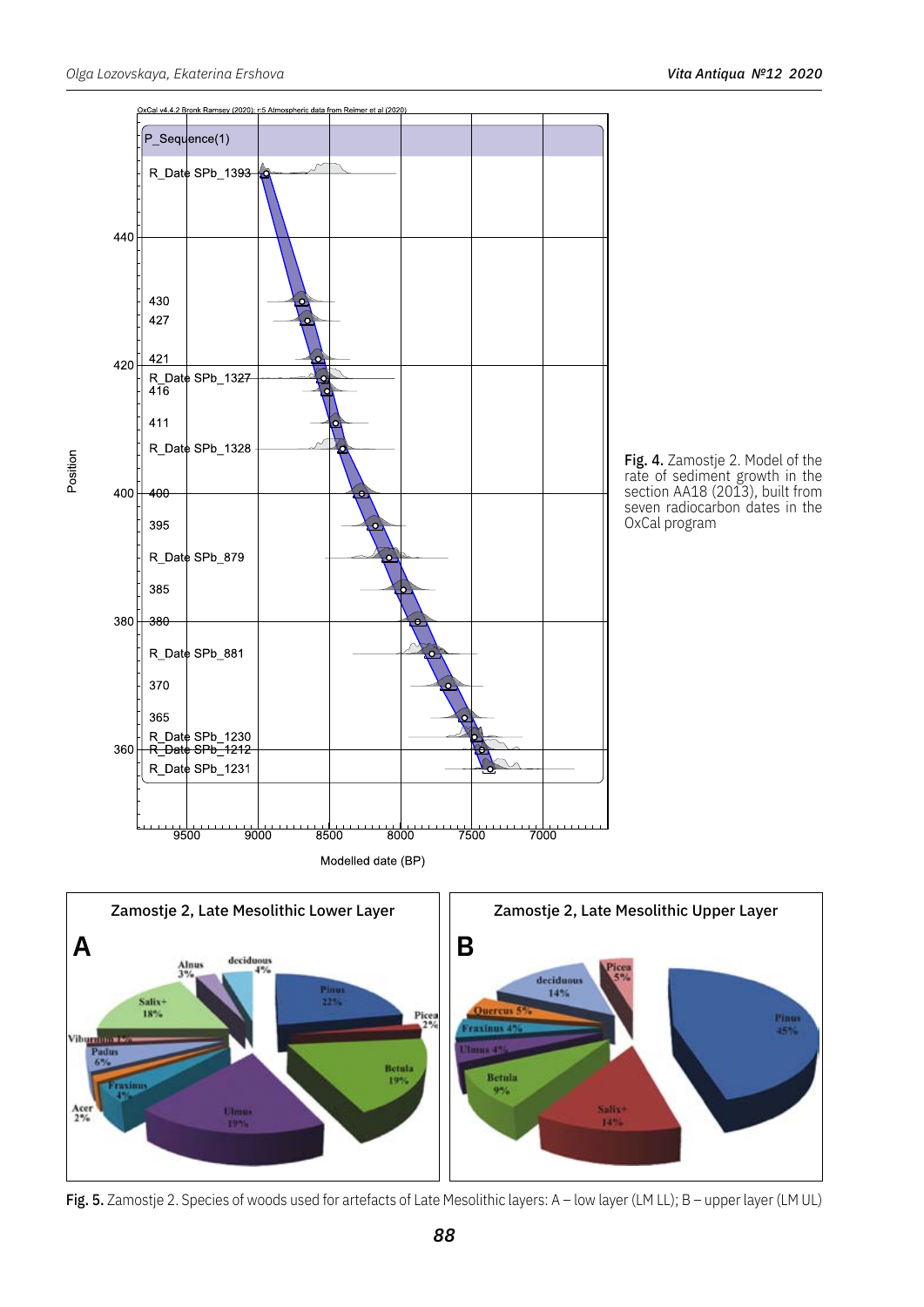Fig. 4. Zamostje 2. Model of the rate of sediment growth in the section AA18 (2013), built from seven radiocarbon dates in the OxCal program

Fig. 5. Zamostje 2. Species of woods used for artefacts of Late Mesolithic layers: A – low layer (LM LL); B – upper layer (LM UL)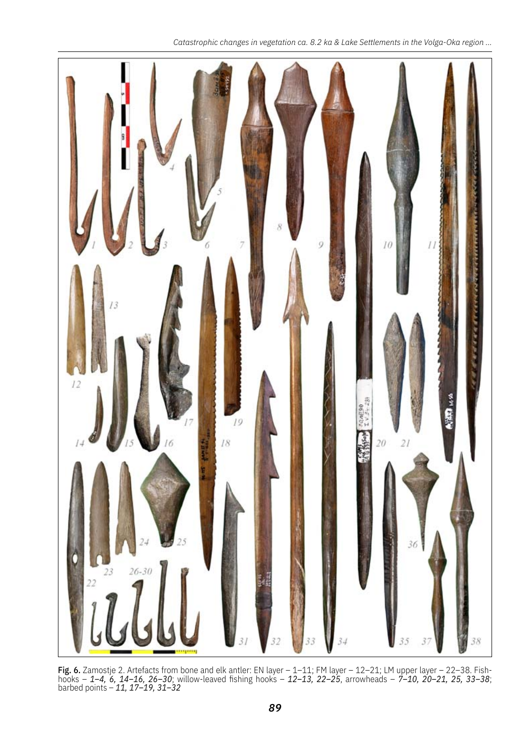**Fig. 6.** Zamostje 2. Artefacts from bone and elk antler: EN layer – 1–11; FM layer – 12–21; LM upper layer – 22–38. Fish-hooks – *1–4, 6, 14–16, 26–30*; willow-leaved fishing hooks – *12–13, 22–25*, arrowheads – *7–10, 20–21, 25, 33–38*; barbed points – *11, 17–19, 31–32*